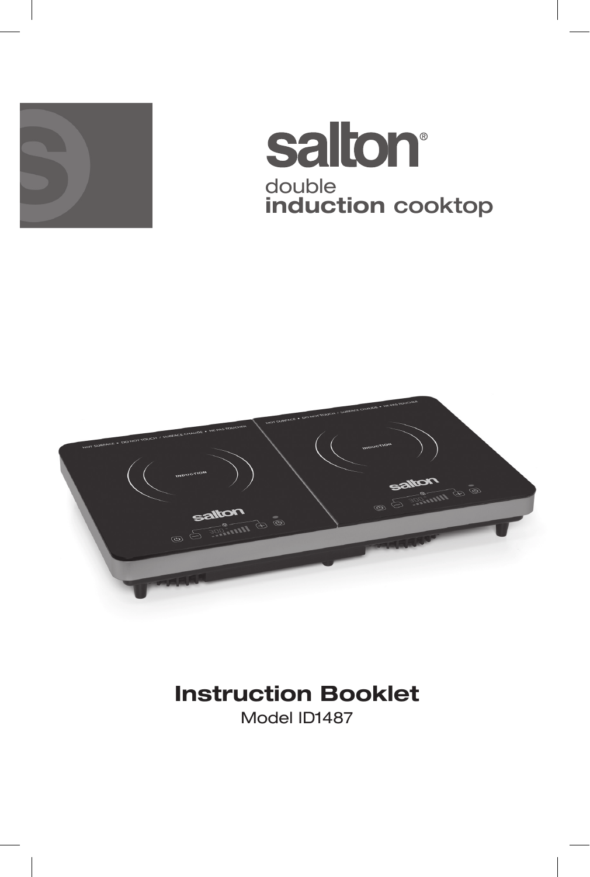# salton®

double
**induction cooktop**

## Instruction Booklet

Model ID1487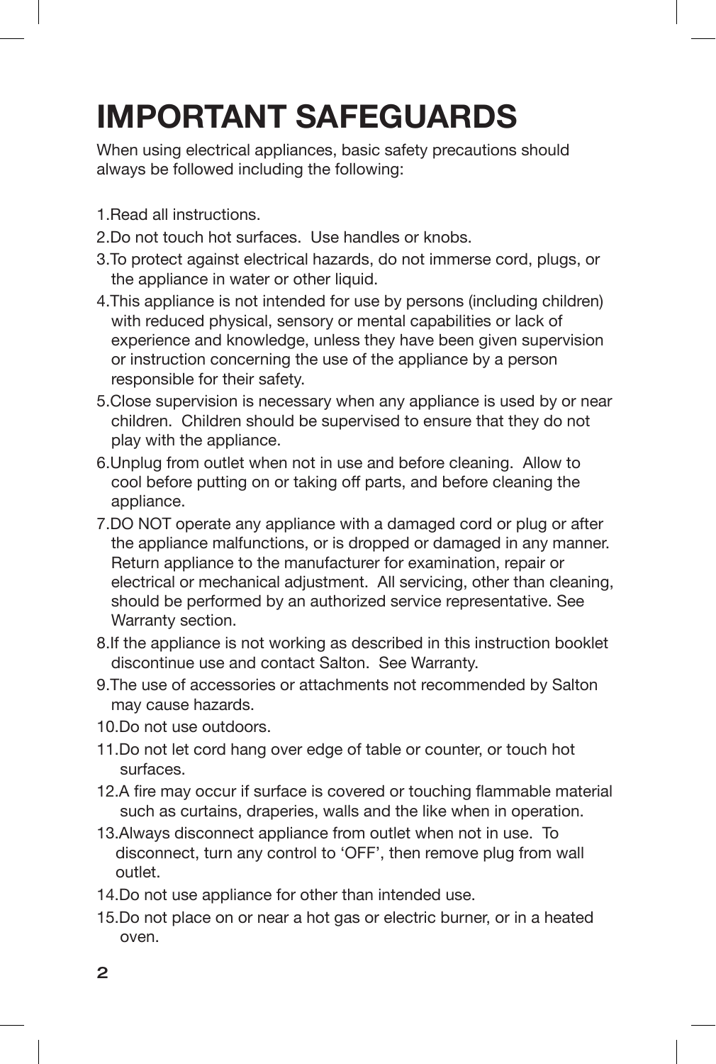# IMPORTANT SAFEGUARDS

When using electrical appliances, basic safety precautions should always be followed including the following:

1. Read all instructions.
2. Do not touch hot surfaces.  Use handles or knobs.
3. To protect against electrical hazards, do not immerse cord, plugs, or the appliance in water or other liquid.
4. This appliance is not intended for use by persons (including children) with reduced physical, sensory or mental capabilities or lack of experience and knowledge, unless they have been given supervision or instruction concerning the use of the appliance by a person responsible for their safety.
5. Close supervision is necessary when any appliance is used by or near children.  Children should be supervised to ensure that they do not play with the appliance.
6. Unplug from outlet when not in use and before cleaning.  Allow to cool before putting on or taking off parts, and before cleaning the appliance.
7. DO NOT operate any appliance with a damaged cord or plug or after the appliance malfunctions, or is dropped or damaged in any manner. Return appliance to the manufacturer for examination, repair or electrical or mechanical adjustment.  All servicing, other than cleaning, should be performed by an authorized service representative. See Warranty section.
8. If the appliance is not working as described in this instruction booklet discontinue use and contact Salton.  See Warranty.
9. The use of accessories or attachments not recommended by Salton may cause hazards.
10. Do not use outdoors.
11. Do not let cord hang over edge of table or counter, or touch hot surfaces.
12. A fire may occur if surface is covered or touching flammable material such as curtains, draperies, walls and the like when in operation.
13. Always disconnect appliance from outlet when not in use.  To disconnect, turn any control to 'OFF', then remove plug from wall outlet.
14. Do not use appliance for other than intended use.
15. Do not place on or near a hot gas or electric burner, or in a heated oven.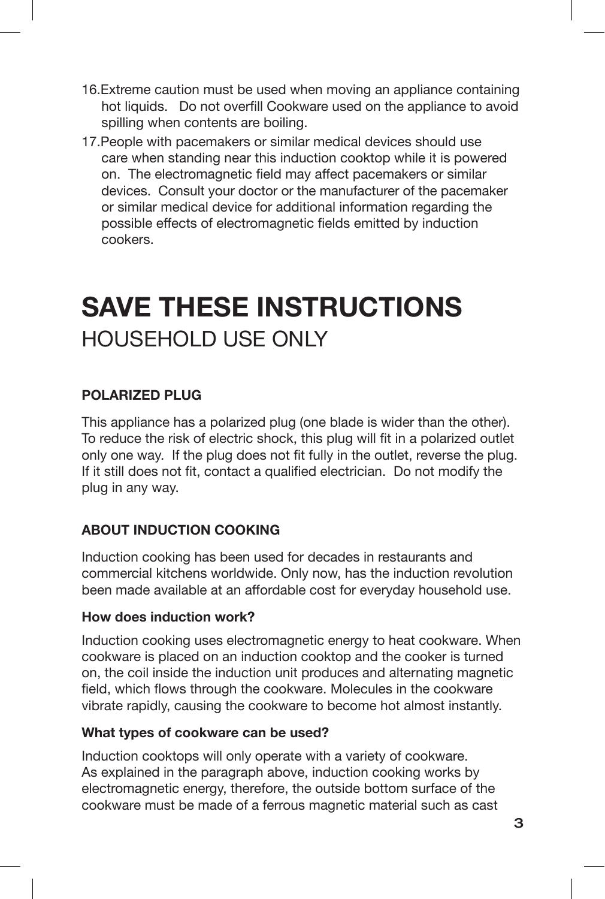16. Extreme caution must be used when moving an appliance containing hot liquids. Do not overfill Cookware used on the appliance to avoid spilling when contents are boiling.
17. People with pacemakers or similar medical devices should use care when standing near this induction cooktop while it is powered on. The electromagnetic field may affect pacemakers or similar devices. Consult your doctor or the manufacturer of the pacemaker or similar medical device for additional information regarding the possible effects of electromagnetic fields emitted by induction cookers.

# SAVE THESE INSTRUCTIONS

## HOUSEHOLD USE ONLY

### POLARIZED PLUG

This appliance has a polarized plug (one blade is wider than the other). To reduce the risk of electric shock, this plug will fit in a polarized outlet only one way. If the plug does not fit fully in the outlet, reverse the plug. If it still does not fit, contact a qualified electrician. Do not modify the plug in any way.

### ABOUT INDUCTION COOKING

Induction cooking has been used for decades in restaurants and commercial kitchens worldwide. Only now, has the induction revolution been made available at an affordable cost for everyday household use.

#### How does induction work?

Induction cooking uses electromagnetic energy to heat cookware. When cookware is placed on an induction cooktop and the cooker is turned on, the coil inside the induction unit produces and alternating magnetic field, which flows through the cookware. Molecules in the cookware vibrate rapidly, causing the cookware to become hot almost instantly.

#### What types of cookware can be used?

Induction cooktops will only operate with a variety of cookware. As explained in the paragraph above, induction cooking works by electromagnetic energy, therefore, the outside bottom surface of the cookware must be made of a ferrous magnetic material such as cast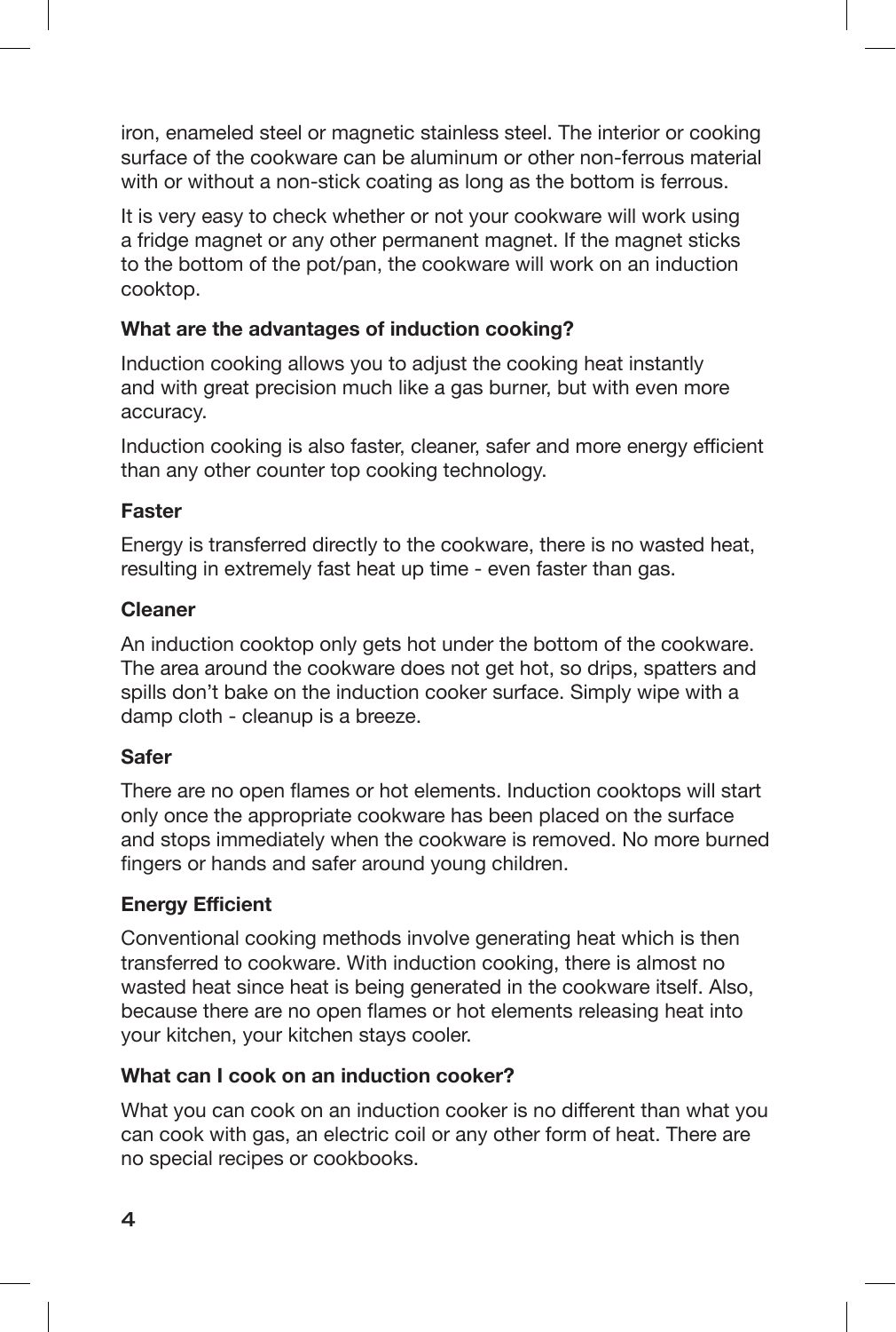iron, enameled steel or magnetic stainless steel. The interior or cooking surface of the cookware can be aluminum or other non-ferrous material with or without a non-stick coating as long as the bottom is ferrous.

It is very easy to check whether or not your cookware will work using a fridge magnet or any other permanent magnet. If the magnet sticks to the bottom of the pot/pan, the cookware will work on an induction cooktop.

**What are the advantages of induction cooking?**

Induction cooking allows you to adjust the cooking heat instantly and with great precision much like a gas burner, but with even more accuracy.

Induction cooking is also faster, cleaner, safer and more energy efficient than any other counter top cooking technology.

**Faster**

Energy is transferred directly to the cookware, there is no wasted heat, resulting in extremely fast heat up time - even faster than gas.

**Cleaner**

An induction cooktop only gets hot under the bottom of the cookware. The area around the cookware does not get hot, so drips, spatters and spills don't bake on the induction cooker surface. Simply wipe with a damp cloth - cleanup is a breeze.

**Safer**

There are no open flames or hot elements. Induction cooktops will start only once the appropriate cookware has been placed on the surface and stops immediately when the cookware is removed. No more burned fingers or hands and safer around young children.

**Energy Efficient**

Conventional cooking methods involve generating heat which is then transferred to cookware. With induction cooking, there is almost no wasted heat since heat is being generated in the cookware itself. Also, because there are no open flames or hot elements releasing heat into your kitchen, your kitchen stays cooler.

**What can I cook on an induction cooker?**

What you can cook on an induction cooker is no different than what you can cook with gas, an electric coil or any other form of heat. There are no special recipes or cookbooks.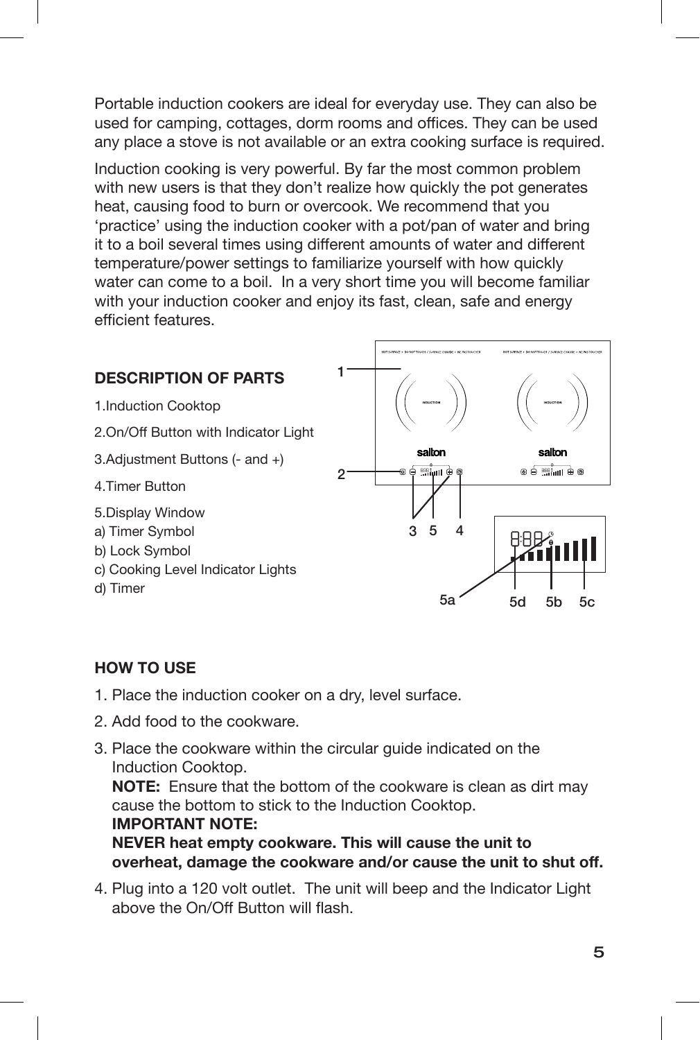Portable induction cookers are ideal for everyday use. They can also be used for camping, cottages, dorm rooms and offices. They can be used any place a stove is not available or an extra cooking surface is required.

Induction cooking is very powerful. By far the most common problem with new users is that they don't realize how quickly the pot generates heat, causing food to burn or overcook. We recommend that you 'practice' using the induction cooker with a pot/pan of water and bring it to a boil several times using different amounts of water and different temperature/power settings to familiarize yourself with how quickly water can come to a boil. In a very short time you will become familiar with your induction cooker and enjoy its fast, clean, safe and energy efficient features.

**DESCRIPTION OF PARTS**

1.Induction Cooktop

2.On/Off Button with Indicator Light

3.Adjustment Buttons (- and +)

4.Timer Button

5.Display Window

a) Timer Symbol

b) Lock Symbol

c) Cooking Level Indicator Lights

d) Timer

**HOW TO USE**

1. Place the induction cooker on a dry, level surface.
2. Add food to the cookware.
3. Place the cookware within the circular guide indicated on the Induction Cooktop.
   **NOTE:** Ensure that the bottom of the cookware is clean as dirt may cause the bottom to stick to the Induction Cooktop.
   **IMPORTANT NOTE:**
   **NEVER heat empty cookware. This will cause the unit to overheat, damage the cookware and/or cause the unit to shut off.**
4. Plug into a 120 volt outlet. The unit will beep and the Indicator Light above the On/Off Button will flash.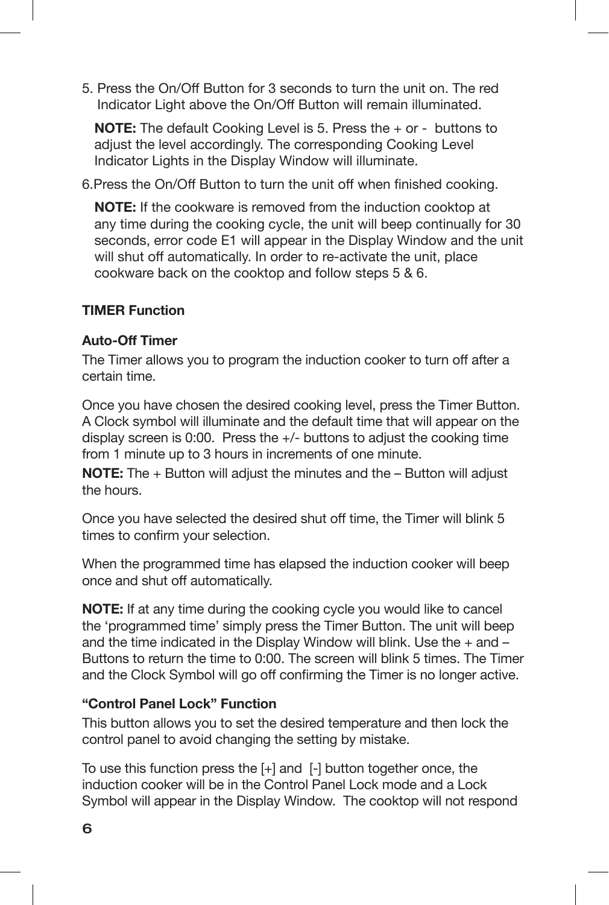5. Press the On/Off Button for 3 seconds to turn the unit on. The red Indicator Light above the On/Off Button will remain illuminated.

   **NOTE:** The default Cooking Level is 5. Press the + or - buttons to adjust the level accordingly. The corresponding Cooking Level Indicator Lights in the Display Window will illuminate.

6. Press the On/Off Button to turn the unit off when finished cooking.

   **NOTE:** If the cookware is removed from the induction cooktop at any time during the cooking cycle, the unit will beep continually for 30 seconds, error code E1 will appear in the Display Window and the unit will shut off automatically. In order to re-activate the unit, place cookware back on the cooktop and follow steps 5 & 6.

## TIMER Function

### Auto-Off Timer

The Timer allows you to program the induction cooker to turn off after a certain time.

Once you have chosen the desired cooking level, press the Timer Button. A Clock symbol will illuminate and the default time that will appear on the display screen is 0:00. Press the +/- buttons to adjust the cooking time from 1 minute up to 3 hours in increments of one minute.

**NOTE:** The + Button will adjust the minutes and the – Button will adjust the hours.

Once you have selected the desired shut off time, the Timer will blink 5 times to confirm your selection.

When the programmed time has elapsed the induction cooker will beep once and shut off automatically.

**NOTE:** If at any time during the cooking cycle you would like to cancel the 'programmed time' simply press the Timer Button. The unit will beep and the time indicated in the Display Window will blink. Use the + and – Buttons to return the time to 0:00. The screen will blink 5 times. The Timer and the Clock Symbol will go off confirming the Timer is no longer active.

### "Control Panel Lock" Function

This button allows you to set the desired temperature and then lock the control panel to avoid changing the setting by mistake.

To use this function press the [+] and [-] button together once, the induction cooker will be in the Control Panel Lock mode and a Lock Symbol will appear in the Display Window. The cooktop will not respond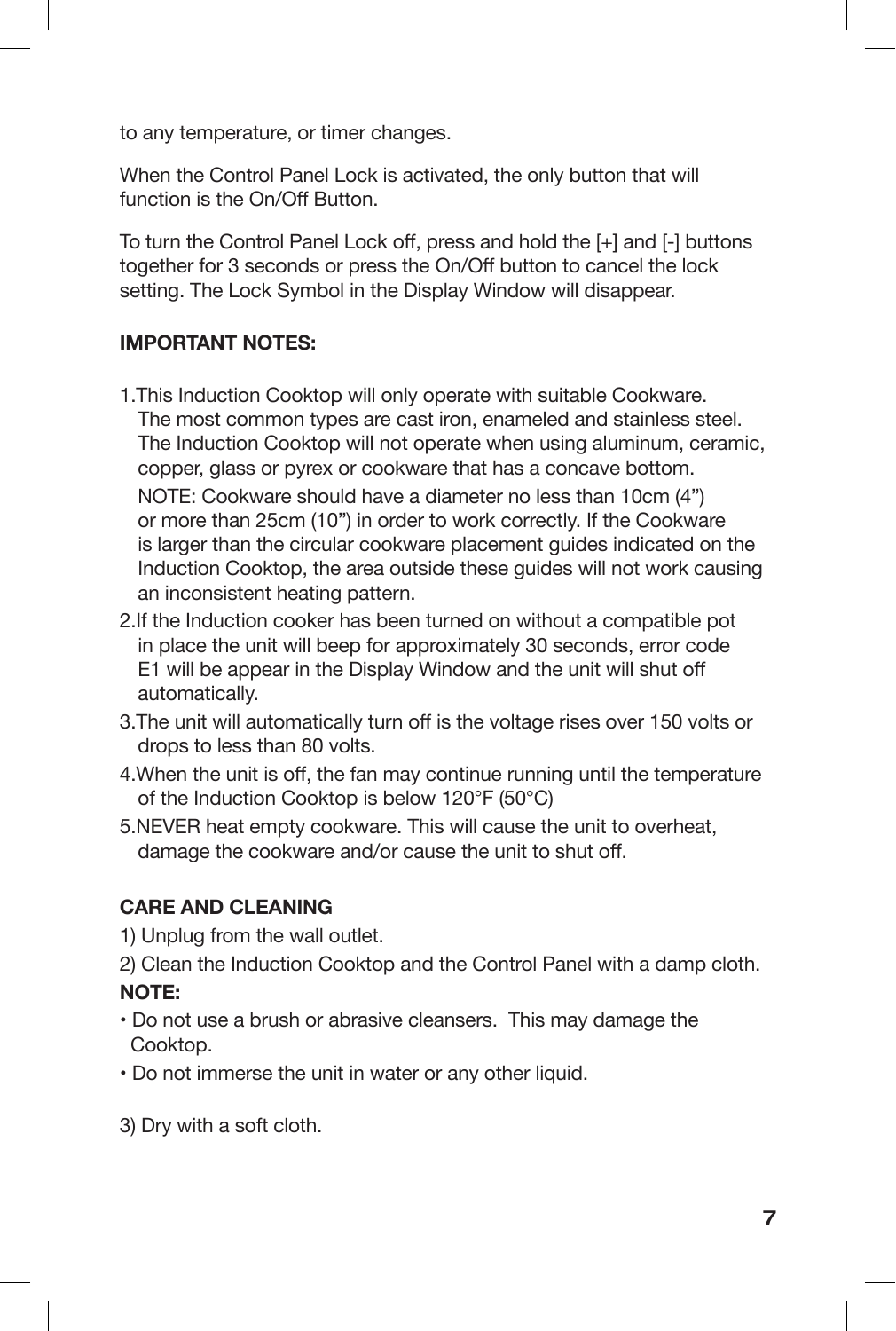to any temperature, or timer changes.

When the Control Panel Lock is activated, the only button that will function is the On/Off Button.

To turn the Control Panel Lock off, press and hold the [+] and [-] buttons together for 3 seconds or press the On/Off button to cancel the lock setting. The Lock Symbol in the Display Window will disappear.

**IMPORTANT NOTES:**

1. This Induction Cooktop will only operate with suitable Cookware. The most common types are cast iron, enameled and stainless steel. The Induction Cooktop will not operate when using aluminum, ceramic, copper, glass or pyrex or cookware that has a concave bottom.

   NOTE: Cookware should have a diameter no less than 10cm (4") or more than 25cm (10") in order to work correctly. If the Cookware is larger than the circular cookware placement guides indicated on the Induction Cooktop, the area outside these guides will not work causing an inconsistent heating pattern.
2. If the Induction cooker has been turned on without a compatible pot in place the unit will beep for approximately 30 seconds, error code E1 will be appear in the Display Window and the unit will shut off automatically.
3. The unit will automatically turn off is the voltage rises over 150 volts or drops to less than 80 volts.
4. When the unit is off, the fan may continue running until the temperature of the Induction Cooktop is below 120°F (50°C)
5. NEVER heat empty cookware. This will cause the unit to overheat, damage the cookware and/or cause the unit to shut off.

**CARE AND CLEANING**

1) Unplug from the wall outlet.

2) Clean the Induction Cooktop and the Control Panel with a damp cloth.

**NOTE:**

- Do not use a brush or abrasive cleansers. This may damage the Cooktop.
- Do not immerse the unit in water or any other liquid.

3) Dry with a soft cloth.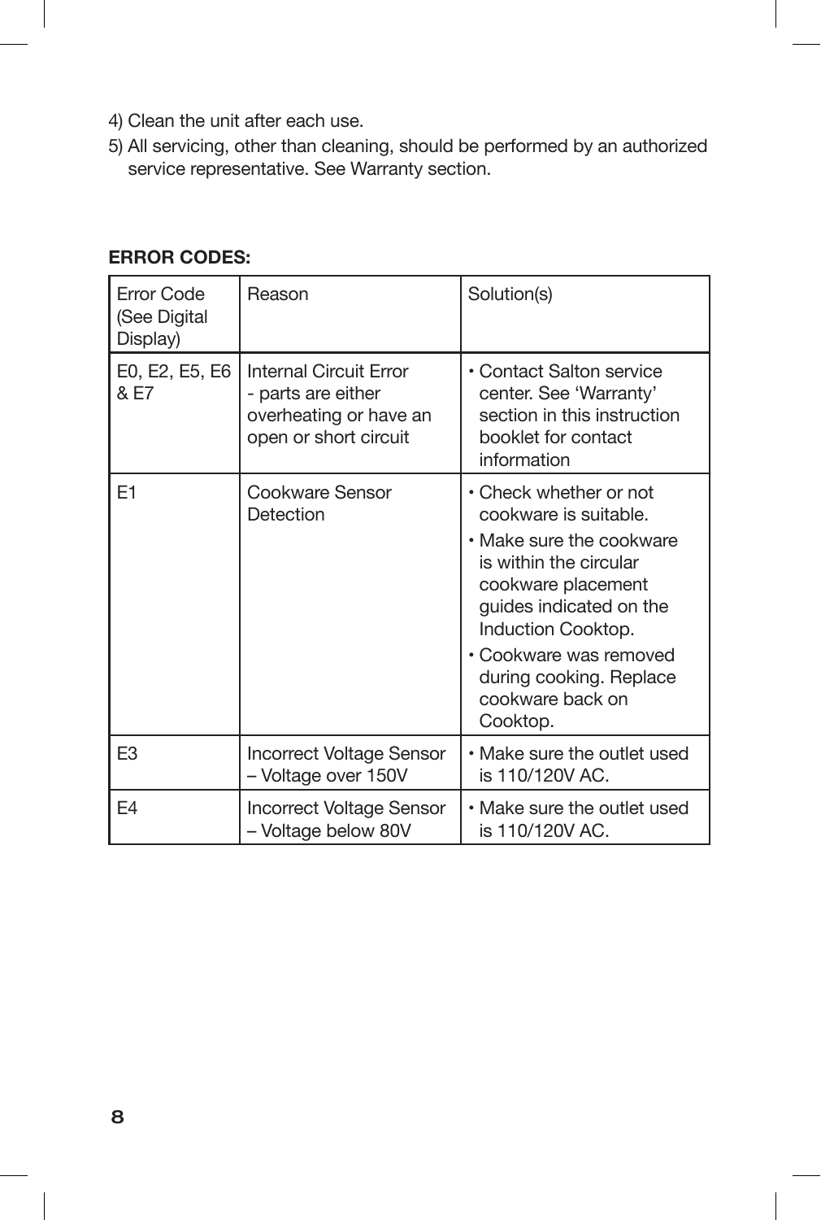4) Clean the unit after each use.

5) All servicing, other than cleaning, should be performed by an authorized service representative. See Warranty section.

**ERROR CODES:**

| Error Code (See Digital Display) | Reason | Solution(s) |
| --- | --- | --- |
| E0, E2, E5, E6 & E7 | Internal Circuit Error - parts are either overheating or have an open or short circuit | • Contact Salton service center. See 'Warranty' section in this instruction booklet for contact information |
| E1 | Cookware Sensor Detection | • Check whether or not cookware is suitable.<br>• Make sure the cookware is within the circular cookware placement guides indicated on the Induction Cooktop.<br>• Cookware was removed during cooking. Replace cookware back on Cooktop. |
| E3 | Incorrect Voltage Sensor – Voltage over 150V | • Make sure the outlet used is 110/120V AC. |
| E4 | Incorrect Voltage Sensor – Voltage below 80V | • Make sure the outlet used is 110/120V AC. |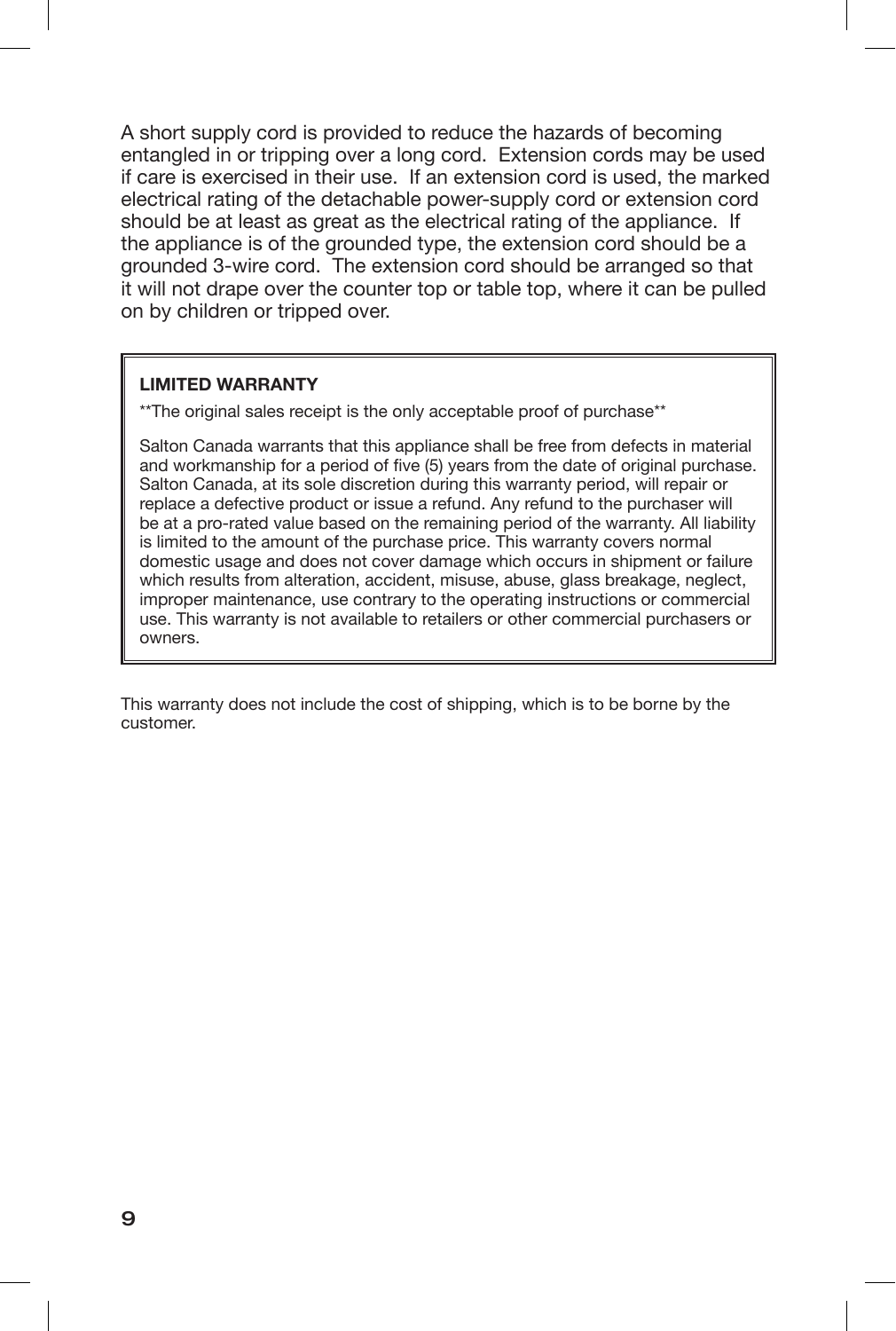A short supply cord is provided to reduce the hazards of becoming entangled in or tripping over a long cord. Extension cords may be used if care is exercised in their use. If an extension cord is used, the marked electrical rating of the detachable power-supply cord or extension cord should be at least as great as the electrical rating of the appliance. If the appliance is of the grounded type, the extension cord should be a grounded 3-wire cord. The extension cord should be arranged so that it will not drape over the counter top or table top, where it can be pulled on by children or tripped over.

**LIMITED WARRANTY**

**The original sales receipt is the only acceptable proof of purchase**

Salton Canada warrants that this appliance shall be free from defects in material and workmanship for a period of five (5) years from the date of original purchase. Salton Canada, at its sole discretion during this warranty period, will repair or replace a defective product or issue a refund. Any refund to the purchaser will be at a pro-rated value based on the remaining period of the warranty. All liability is limited to the amount of the purchase price. This warranty covers normal domestic usage and does not cover damage which occurs in shipment or failure which results from alteration, accident, misuse, abuse, glass breakage, neglect, improper maintenance, use contrary to the operating instructions or commercial use. This warranty is not available to retailers or other commercial purchasers or owners.

This warranty does not include the cost of shipping, which is to be borne by the customer.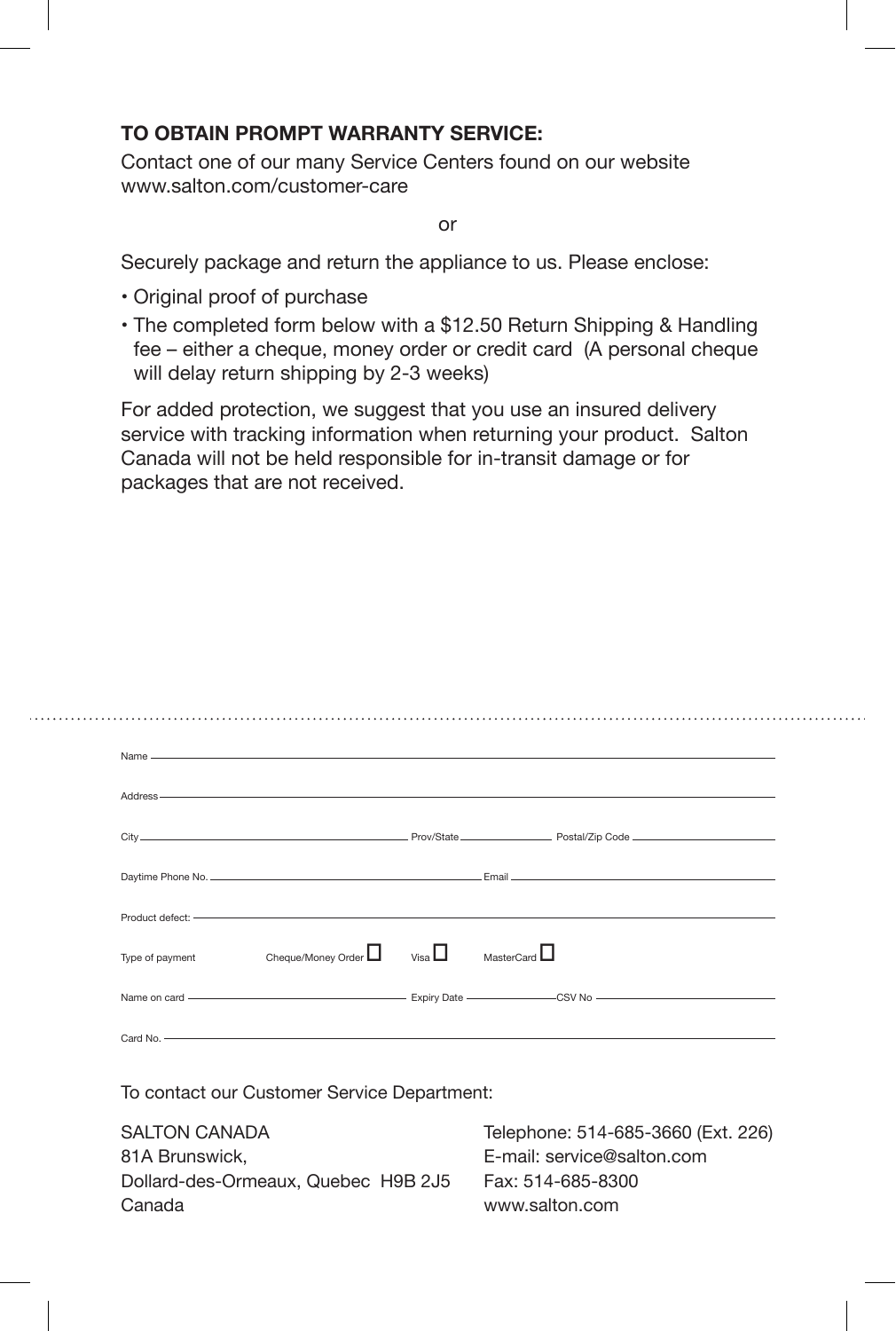**TO OBTAIN PROMPT WARRANTY SERVICE:**

Contact one of our many Service Centers found on our website www.salton.com/customer-care

or

Securely package and return the appliance to us. Please enclose:

- Original proof of purchase
- The completed form below with a $12.50 Return Shipping & Handling fee – either a cheque, money order or credit card (A personal cheque will delay return shipping by 2-3 weeks)

For added protection, we suggest that you use an insured delivery service with tracking information when returning your product. Salton Canada will not be held responsible for in-transit damage or for packages that are not received.

Name ______________________________________________

Address ______________________________________________

City ____________________ Prov/State ____________ Postal/Zip Code ____________

Daytime Phone No. ____________________ Email ____________________

Product defect: ______________________________________________

Type of payment Cheque/Money Order ☐ Visa ☐ MasterCard ☐

Name on card ____________________ Expiry Date ____________ CSV No ____________

Card No. ______________________________________________

To contact our Customer Service Department:

SALTON CANADA
81A Brunswick,
Dollard-des-Ormeaux, Quebec H9B 2J5
Canada

Telephone: 514-685-3660 (Ext. 226)
E-mail: service@salton.com
Fax: 514-685-8300
www.salton.com